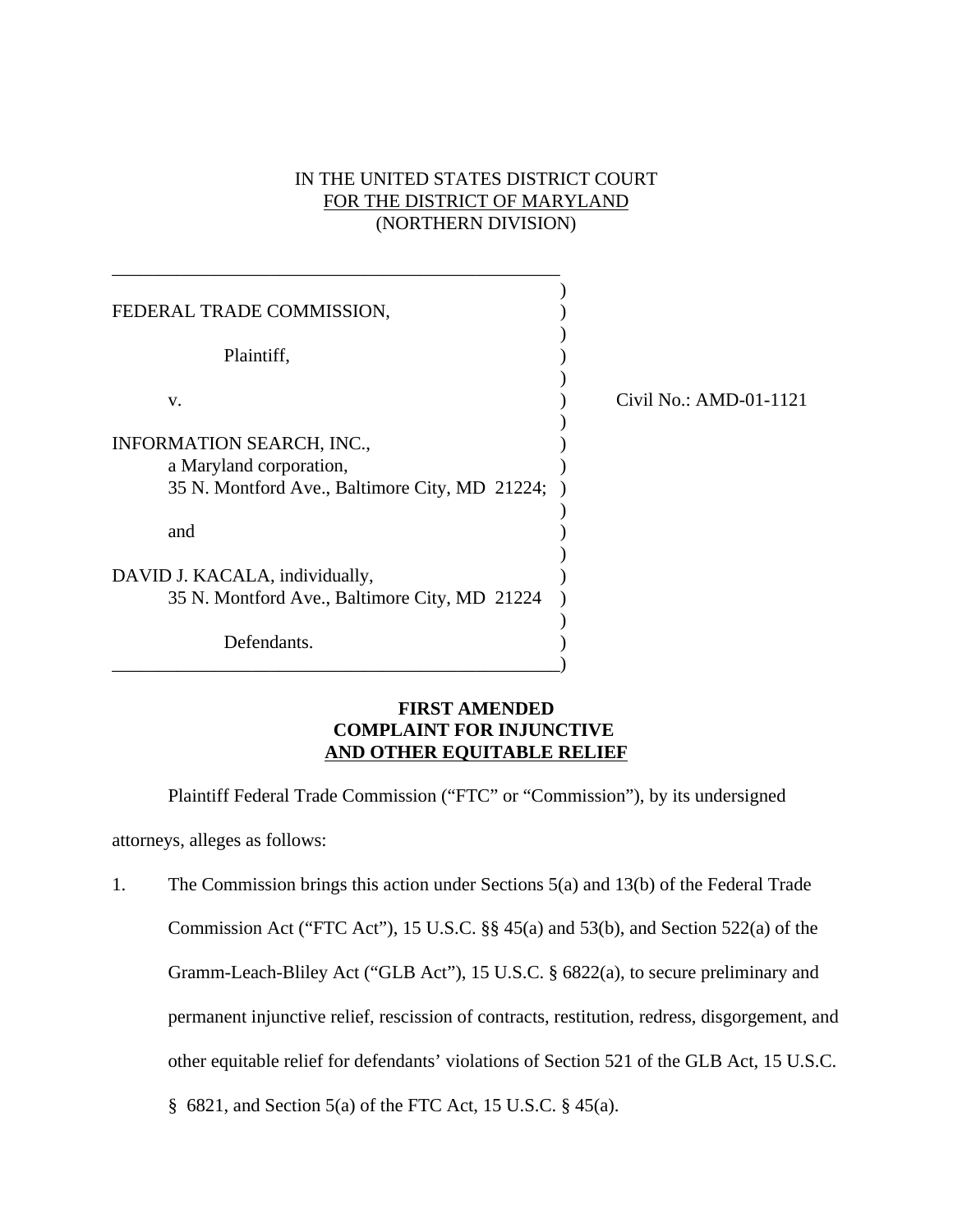IN THE UNITED STATES DISTRICT COURT
FOR THE DISTRICT OF MARYLAND
(NORTHERN DIVISION)

FEDERAL TRADE COMMISSION,

Plaintiff,

v.

INFORMATION SEARCH, INC.,
a Maryland corporation,
35 N. Montford Ave., Baltimore City, MD 21224;

and

DAVID J. KACALA, individually,
35 N. Montford Ave., Baltimore City, MD 21224

Defendants.

Civil No.: AMD-01-1121

**FIRST AMENDED
COMPLAINT FOR INJUNCTIVE
AND OTHER EQUITABLE RELIEF**

Plaintiff Federal Trade Commission ("FTC" or "Commission"), by its undersigned attorneys, alleges as follows:

1. The Commission brings this action under Sections 5(a) and 13(b) of the Federal Trade Commission Act ("FTC Act"), 15 U.S.C. §§ 45(a) and 53(b), and Section 522(a) of the Gramm-Leach-Bliley Act ("GLB Act"), 15 U.S.C. § 6822(a), to secure preliminary and permanent injunctive relief, rescission of contracts, restitution, redress, disgorgement, and other equitable relief for defendants' violations of Section 521 of the GLB Act, 15 U.S.C. § 6821, and Section 5(a) of the FTC Act, 15 U.S.C. § 45(a).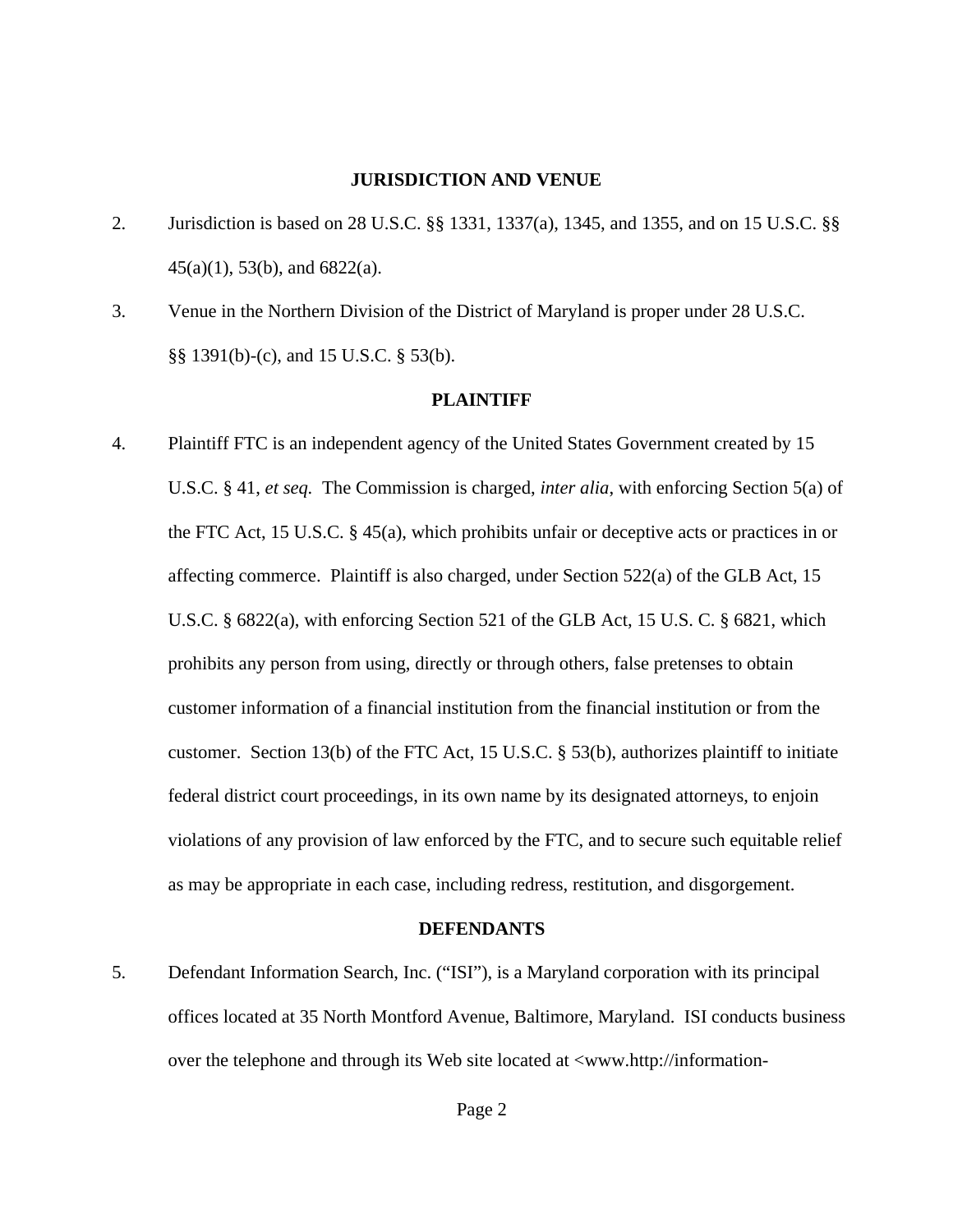**JURISDICTION AND VENUE**

2. Jurisdiction is based on 28 U.S.C. §§ 1331, 1337(a), 1345, and 1355, and on 15 U.S.C. §§ 45(a)(1), 53(b), and 6822(a).

3. Venue in the Northern Division of the District of Maryland is proper under 28 U.S.C. §§ 1391(b)-(c), and 15 U.S.C. § 53(b).

**PLAINTIFF**

4. Plaintiff FTC is an independent agency of the United States Government created by 15 U.S.C. § 41, *et seq.* The Commission is charged, *inter alia*, with enforcing Section 5(a) of the FTC Act, 15 U.S.C. § 45(a), which prohibits unfair or deceptive acts or practices in or affecting commerce. Plaintiff is also charged, under Section 522(a) of the GLB Act, 15 U.S.C. § 6822(a), with enforcing Section 521 of the GLB Act, 15 U.S. C. § 6821, which prohibits any person from using, directly or through others, false pretenses to obtain customer information of a financial institution from the financial institution or from the customer. Section 13(b) of the FTC Act, 15 U.S.C. § 53(b), authorizes plaintiff to initiate federal district court proceedings, in its own name by its designated attorneys, to enjoin violations of any provision of law enforced by the FTC, and to secure such equitable relief as may be appropriate in each case, including redress, restitution, and disgorgement.

**DEFENDANTS**

5. Defendant Information Search, Inc. ("ISI"), is a Maryland corporation with its principal offices located at 35 North Montford Avenue, Baltimore, Maryland. ISI conducts business over the telephone and through its Web site located at <www.http://information-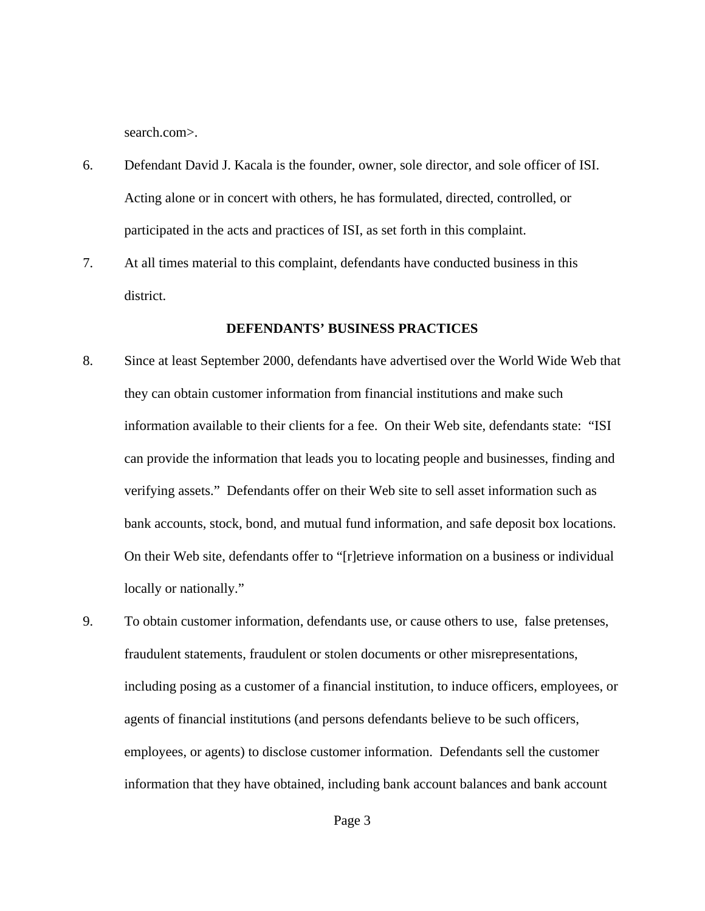search.com>.

6. Defendant David J. Kacala is the founder, owner, sole director, and sole officer of ISI. Acting alone or in concert with others, he has formulated, directed, controlled, or participated in the acts and practices of ISI, as set forth in this complaint.

7. At all times material to this complaint, defendants have conducted business in this district.

**DEFENDANTS' BUSINESS PRACTICES**

8. Since at least September 2000, defendants have advertised over the World Wide Web that they can obtain customer information from financial institutions and make such information available to their clients for a fee. On their Web site, defendants state: "ISI can provide the information that leads you to locating people and businesses, finding and verifying assets." Defendants offer on their Web site to sell asset information such as bank accounts, stock, bond, and mutual fund information, and safe deposit box locations. On their Web site, defendants offer to "[r]etrieve information on a business or individual locally or nationally."

9. To obtain customer information, defendants use, or cause others to use, false pretenses, fraudulent statements, fraudulent or stolen documents or other misrepresentations, including posing as a customer of a financial institution, to induce officers, employees, or agents of financial institutions (and persons defendants believe to be such officers, employees, or agents) to disclose customer information. Defendants sell the customer information that they have obtained, including bank account balances and bank account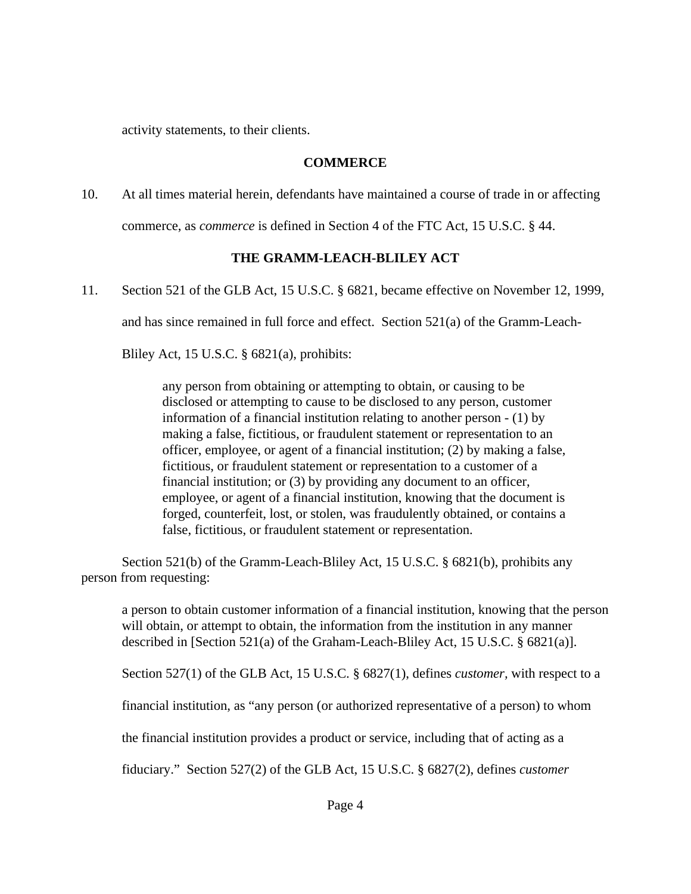activity statements, to their clients.

**COMMERCE**

10. At all times material herein, defendants have maintained a course of trade in or affecting commerce, as *commerce* is defined in Section 4 of the FTC Act, 15 U.S.C. § 44.

**THE GRAMM-LEACH-BLILEY ACT**

11. Section 521 of the GLB Act, 15 U.S.C. § 6821, became effective on November 12, 1999, and has since remained in full force and effect. Section 521(a) of the Gramm-Leach-Bliley Act, 15 U.S.C. § 6821(a), prohibits:

> any person from obtaining or attempting to obtain, or causing to be disclosed or attempting to cause to be disclosed to any person, customer information of a financial institution relating to another person - (1) by making a false, fictitious, or fraudulent statement or representation to an officer, employee, or agent of a financial institution; (2) by making a false, fictitious, or fraudulent statement or representation to a customer of a financial institution; or (3) by providing any document to an officer, employee, or agent of a financial institution, knowing that the document is forged, counterfeit, lost, or stolen, was fraudulently obtained, or contains a false, fictitious, or fraudulent statement or representation.

Section 521(b) of the Gramm-Leach-Bliley Act, 15 U.S.C. § 6821(b), prohibits any person from requesting:

> a person to obtain customer information of a financial institution, knowing that the person will obtain, or attempt to obtain, the information from the institution in any manner described in [Section 521(a) of the Graham-Leach-Bliley Act, 15 U.S.C. § 6821(a)].

Section 527(1) of the GLB Act, 15 U.S.C. § 6827(1), defines *customer,* with respect to a financial institution, as "any person (or authorized representative of a person) to whom the financial institution provides a product or service, including that of acting as a fiduciary." Section 527(2) of the GLB Act, 15 U.S.C. § 6827(2), defines *customer*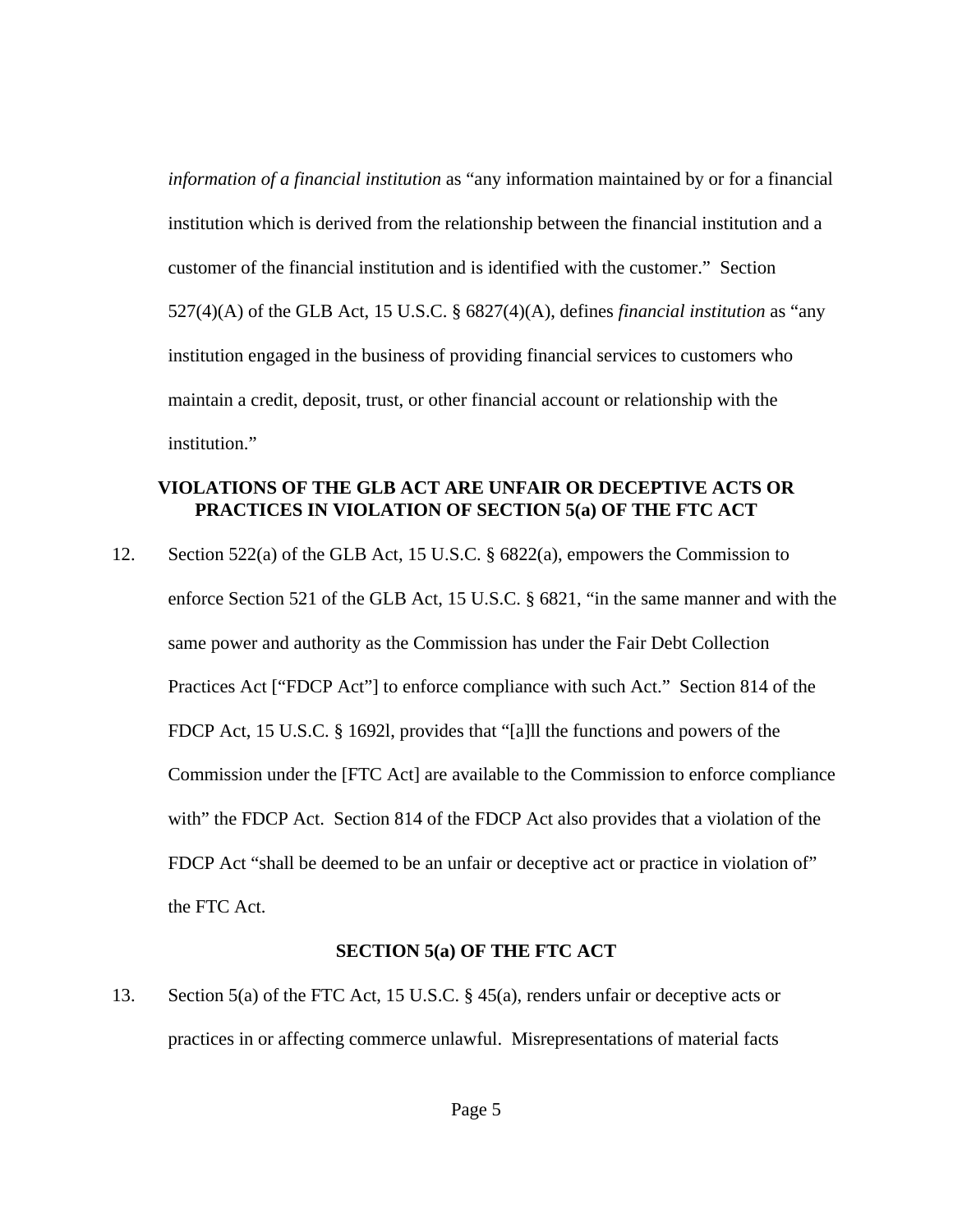*information of a financial institution* as "any information maintained by or for a financial institution which is derived from the relationship between the financial institution and a customer of the financial institution and is identified with the customer." Section 527(4)(A) of the GLB Act, 15 U.S.C. § 6827(4)(A), defines *financial institution* as "any institution engaged in the business of providing financial services to customers who maintain a credit, deposit, trust, or other financial account or relationship with the institution."

**VIOLATIONS OF THE GLB ACT ARE UNFAIR OR DECEPTIVE ACTS OR PRACTICES IN VIOLATION OF SECTION 5(a) OF THE FTC ACT**

12. Section 522(a) of the GLB Act, 15 U.S.C. § 6822(a), empowers the Commission to enforce Section 521 of the GLB Act, 15 U.S.C. § 6821, "in the same manner and with the same power and authority as the Commission has under the Fair Debt Collection Practices Act ["FDCP Act"] to enforce compliance with such Act." Section 814 of the FDCP Act, 15 U.S.C. § 1692l, provides that "[a]ll the functions and powers of the Commission under the [FTC Act] are available to the Commission to enforce compliance with" the FDCP Act. Section 814 of the FDCP Act also provides that a violation of the FDCP Act "shall be deemed to be an unfair or deceptive act or practice in violation of" the FTC Act.

**SECTION 5(a) OF THE FTC ACT**

13. Section 5(a) of the FTC Act, 15 U.S.C. § 45(a), renders unfair or deceptive acts or practices in or affecting commerce unlawful. Misrepresentations of material facts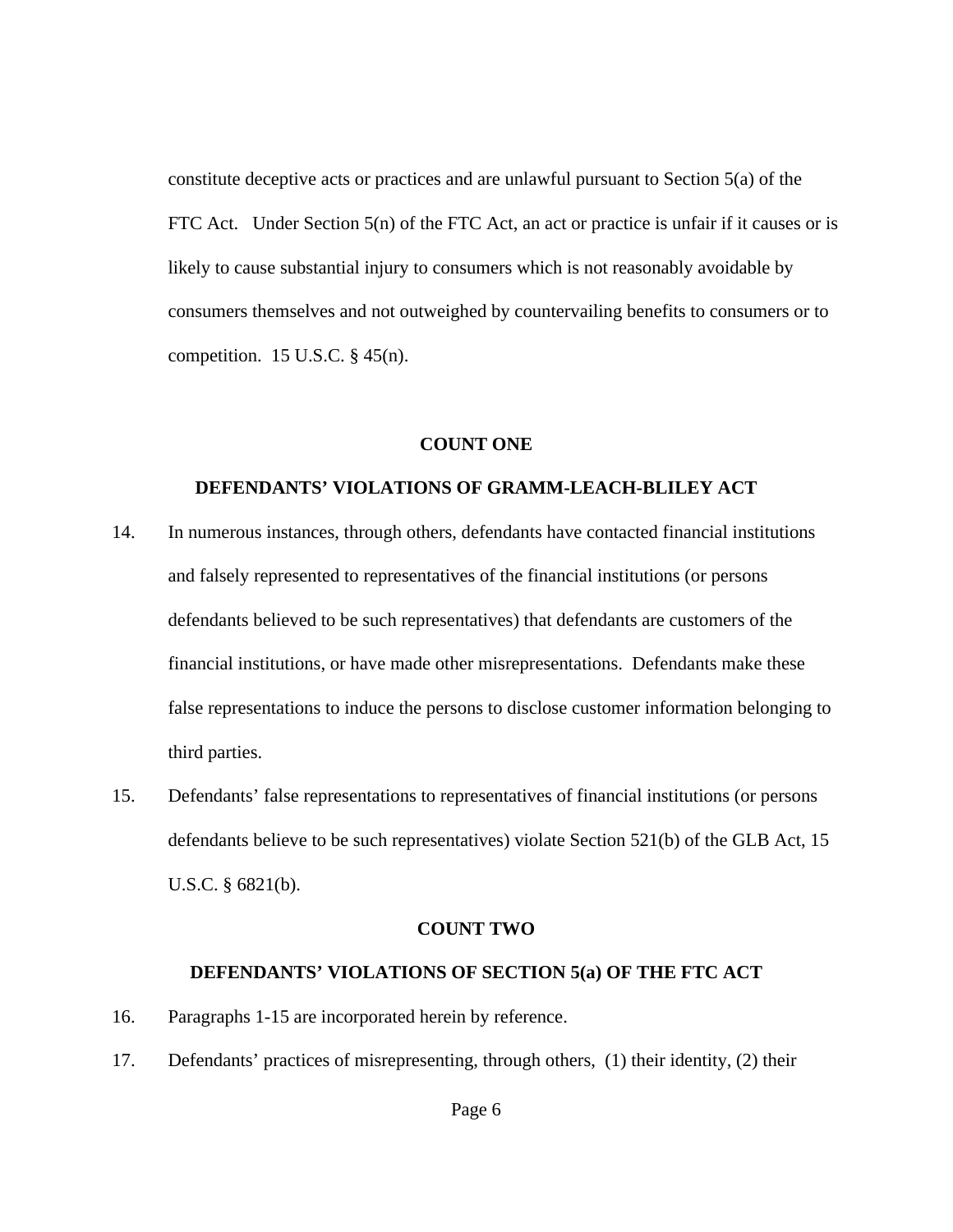constitute deceptive acts or practices and are unlawful pursuant to Section 5(a) of the FTC Act. Under Section 5(n) of the FTC Act, an act or practice is unfair if it causes or is likely to cause substantial injury to consumers which is not reasonably avoidable by consumers themselves and not outweighed by countervailing benefits to consumers or to competition. 15 U.S.C. § 45(n).

**COUNT ONE**

**DEFENDANTS' VIOLATIONS OF GRAMM-LEACH-BLILEY ACT**

14. In numerous instances, through others, defendants have contacted financial institutions and falsely represented to representatives of the financial institutions (or persons defendants believed to be such representatives) that defendants are customers of the financial institutions, or have made other misrepresentations. Defendants make these false representations to induce the persons to disclose customer information belonging to third parties.

15. Defendants' false representations to representatives of financial institutions (or persons defendants believe to be such representatives) violate Section 521(b) of the GLB Act, 15 U.S.C. § 6821(b).

**COUNT TWO**

**DEFENDANTS' VIOLATIONS OF SECTION 5(a) OF THE FTC ACT**

16. Paragraphs 1-15 are incorporated herein by reference.

17. Defendants' practices of misrepresenting, through others, (1) their identity, (2) their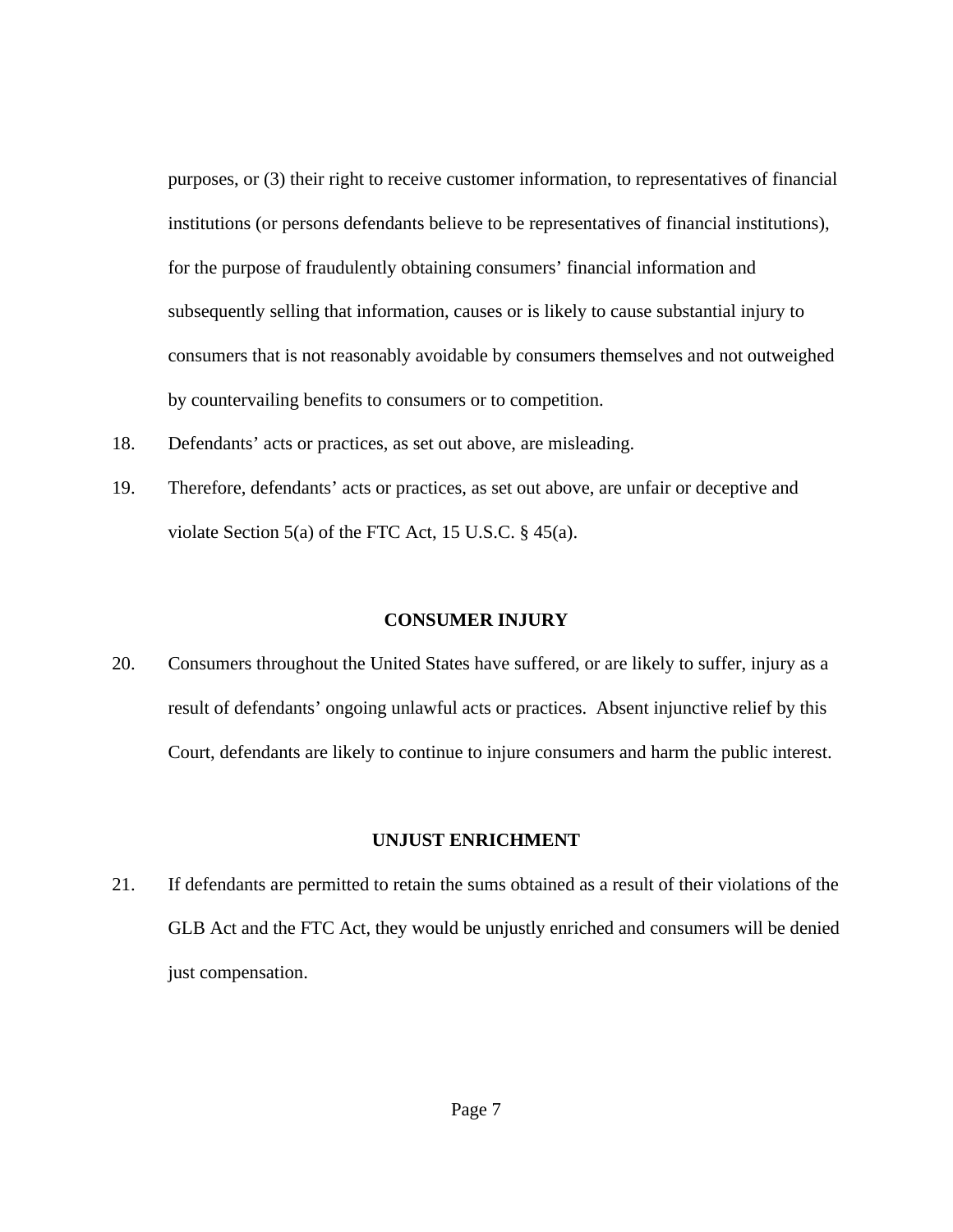purposes, or (3) their right to receive customer information, to representatives of financial institutions (or persons defendants believe to be representatives of financial institutions), for the purpose of fraudulently obtaining consumers' financial information and subsequently selling that information, causes or is likely to cause substantial injury to consumers that is not reasonably avoidable by consumers themselves and not outweighed by countervailing benefits to consumers or to competition.

18. Defendants' acts or practices, as set out above, are misleading.

19. Therefore, defendants' acts or practices, as set out above, are unfair or deceptive and violate Section 5(a) of the FTC Act, 15 U.S.C. § 45(a).

## CONSUMER INJURY

20. Consumers throughout the United States have suffered, or are likely to suffer, injury as a result of defendants' ongoing unlawful acts or practices. Absent injunctive relief by this Court, defendants are likely to continue to injure consumers and harm the public interest.

## UNJUST ENRICHMENT

21. If defendants are permitted to retain the sums obtained as a result of their violations of the GLB Act and the FTC Act, they would be unjustly enriched and consumers will be denied just compensation.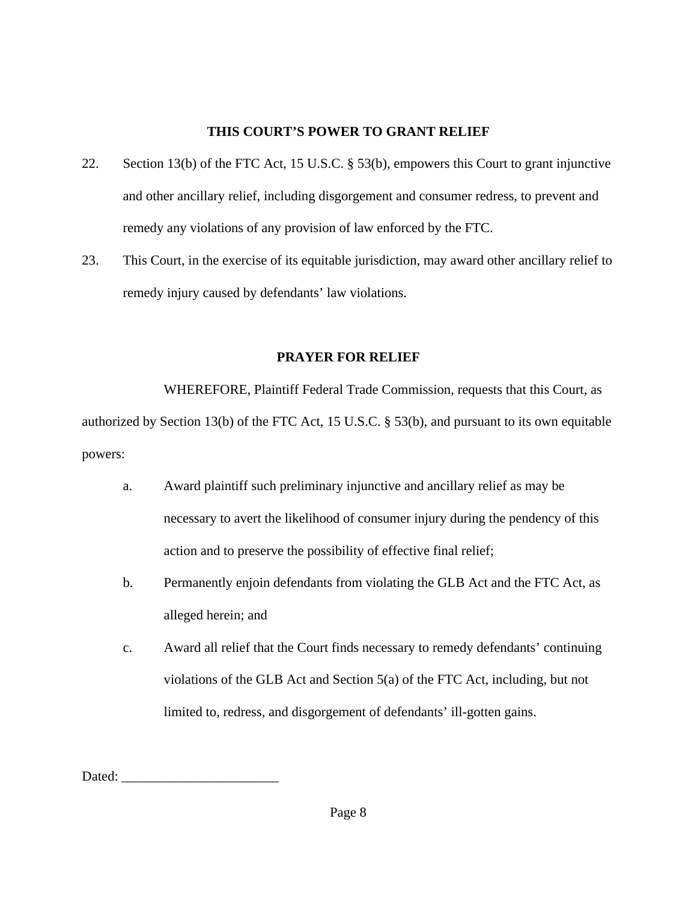**THIS COURT'S POWER TO GRANT RELIEF**

22. Section 13(b) of the FTC Act, 15 U.S.C. § 53(b), empowers this Court to grant injunctive and other ancillary relief, including disgorgement and consumer redress, to prevent and remedy any violations of any provision of law enforced by the FTC.

23. This Court, in the exercise of its equitable jurisdiction, may award other ancillary relief to remedy injury caused by defendants' law violations.

**PRAYER FOR RELIEF**

WHEREFORE, Plaintiff Federal Trade Commission, requests that this Court, as authorized by Section 13(b) of the FTC Act, 15 U.S.C. § 53(b), and pursuant to its own equitable powers:

a. Award plaintiff such preliminary injunctive and ancillary relief as may be necessary to avert the likelihood of consumer injury during the pendency of this action and to preserve the possibility of effective final relief;

b. Permanently enjoin defendants from violating the GLB Act and the FTC Act, as alleged herein; and

c. Award all relief that the Court finds necessary to remedy defendants' continuing violations of the GLB Act and Section 5(a) of the FTC Act, including, but not limited to, redress, and disgorgement of defendants' ill-gotten gains.

Dated: _______________________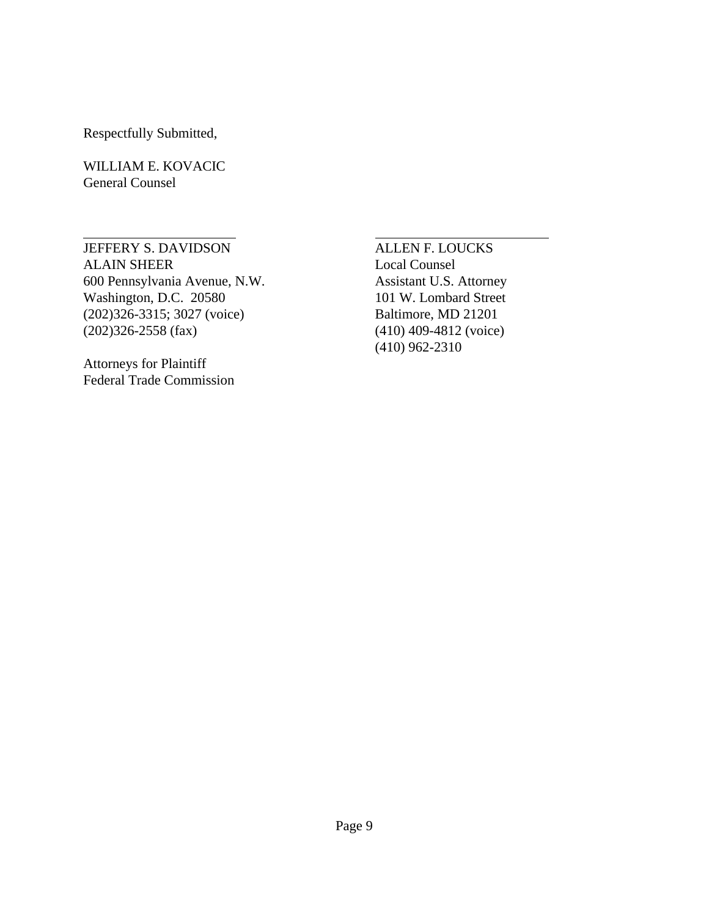Respectfully Submitted,

WILLIAM E. KOVACIC
General Counsel

\_\_\_\_\_\_\_\_\_\_\_\_\_\_\_\_\_\_\_\_\_\_\_
JEFFERY S. DAVIDSON
ALAIN SHEER
600 Pennsylvania Avenue, N.W.
Washington, D.C. 20580
(202)326-3315; 3027 (voice)
(202)326-2558 (fax)

Attorneys for Plaintiff
Federal Trade Commission

\_\_\_\_\_\_\_\_\_\_\_\_\_\_\_\_\_\_\_\_\_\_\_
ALLEN F. LOUCKS
Local Counsel
Assistant U.S. Attorney
101 W. Lombard Street
Baltimore, MD 21201
(410) 409-4812 (voice)
(410) 962-2310